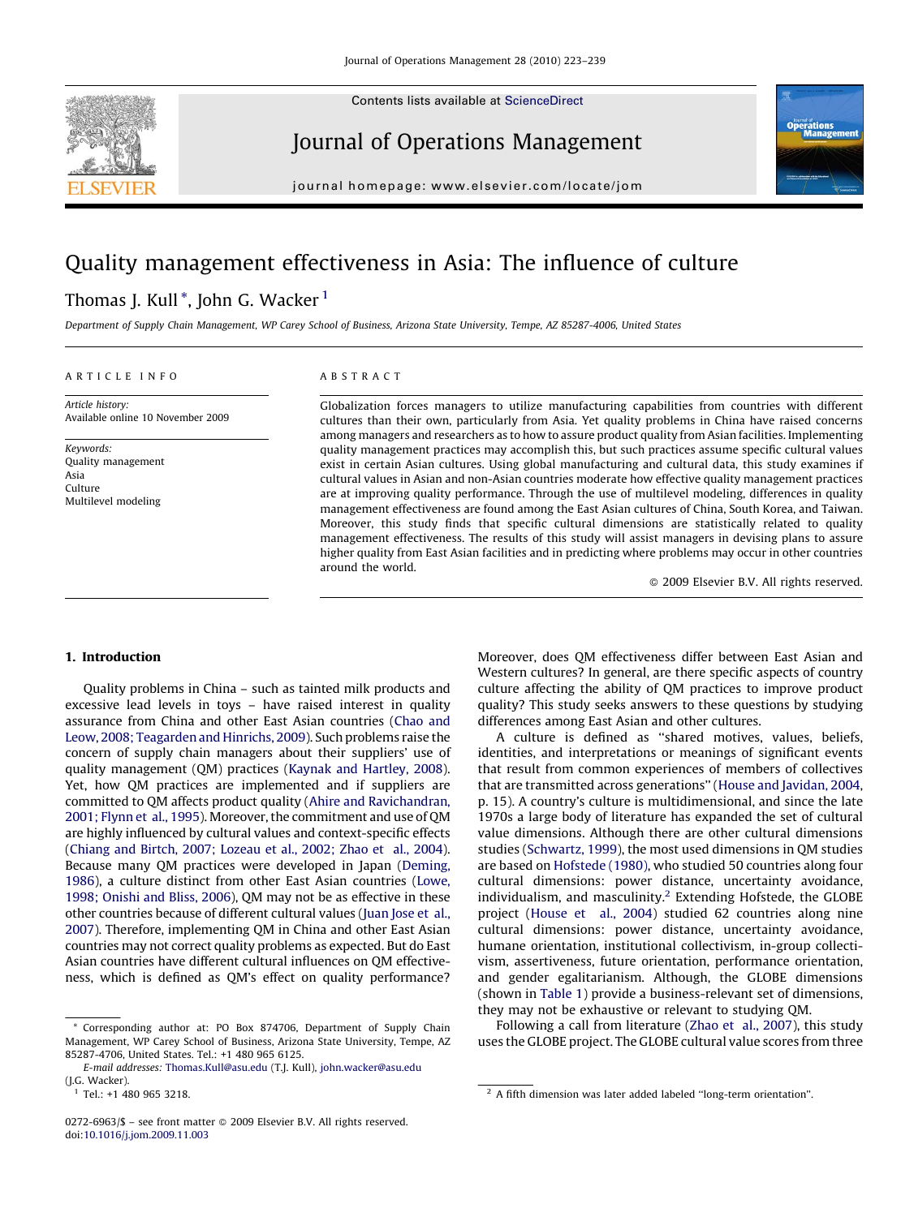Contents lists available at ScienceDirect

# Journal of Operations Management

journal homepage: www.elsevier.com/locate/jom

# Quality management effectiveness in Asia: The influence of culture

Thomas J. Kull *, John G. Wacker [1]

*Department of Supply Chain Management, WP Carey School of Business, Arizona State University, Tempe, AZ 85287-4006, United States*

## ARTICLE INFO

*Article history:*
Available online 10 November 2009

*Keywords:*
Quality management
Asia
Culture
Multilevel modeling

## ABSTRACT

Globalization forces managers to utilize manufacturing capabilities from countries with different cultures than their own, particularly from Asia. Yet quality problems in China have raised concerns among managers and researchers as to how to assure product quality from Asian facilities. Implementing quality management practices may accomplish this, but such practices assume specific cultural values exist in certain Asian cultures. Using global manufacturing and cultural data, this study examines if cultural values in Asian and non-Asian countries moderate how effective quality management practices are at improving quality performance. Through the use of multilevel modeling, differences in quality management effectiveness are found among the East Asian cultures of China, South Korea, and Taiwan. Moreover, this study finds that specific cultural dimensions are statistically related to quality management effectiveness. The results of this study will assist managers in devising plans to assure higher quality from East Asian facilities and in predicting where problems may occur in other countries around the world.

© 2009 Elsevier B.V. All rights reserved.

## 1. Introduction

Quality problems in China – such as tainted milk products and excessive lead levels in toys – have raised interest in quality assurance from China and other East Asian countries (Chao and Leow, 2008; Teagarden and Hinrichs, 2009). Such problems raise the concern of supply chain managers about their suppliers' use of quality management (QM) practices (Kaynak and Hartley, 2008). Yet, how QM practices are implemented and if suppliers are committed to QM affects product quality (Ahire and Ravichandran, 2001; Flynn et al., 1995). Moreover, the commitment and use of QM are highly influenced by cultural values and context-specific effects (Chiang and Birtch, 2007; Lozeau et al., 2002; Zhao et al., 2004). Because many QM practices were developed in Japan (Deming, 1986), a culture distinct from other East Asian countries (Lowe, 1998; Onishi and Bliss, 2006), QM may not be as effective in these other countries because of different cultural values (Juan Jose et al., 2007). Therefore, implementing QM in China and other East Asian countries may not correct quality problems as expected. But do East Asian countries have different cultural influences on QM effectiveness, which is defined as QM's effect on quality performance? Moreover, does QM effectiveness differ between East Asian and Western cultures? In general, are there specific aspects of country culture affecting the ability of QM practices to improve product quality? This study seeks answers to these questions by studying differences among East Asian and other cultures.

A culture is defined as "shared motives, values, beliefs, identities, and interpretations or meanings of significant events that result from common experiences of members of collectives that are transmitted across generations" (House and Javidan, 2004, p. 15). A country's culture is multidimensional, and since the late 1970s a large body of literature has expanded the set of cultural value dimensions. Although there are other cultural dimensions studies (Schwartz, 1999), the most used dimensions in QM studies are based on Hofstede (1980), who studied 50 countries along four cultural dimensions: power distance, uncertainty avoidance, individualism, and masculinity.[2] Extending Hofstede, the GLOBE project (House et al., 2004) studied 62 countries along nine cultural dimensions: power distance, uncertainty avoidance, humane orientation, institutional collectivism, in-group collectivism, assertiveness, future orientation, performance orientation, and gender egalitarianism. Although, the GLOBE dimensions (shown in Table 1) provide a business-relevant set of dimensions, they may not be exhaustive or relevant to studying QM.

Following a call from literature (Zhao et al., 2007), this study uses the GLOBE project. The GLOBE cultural value scores from three

---

* Corresponding author at: PO Box 874706, Department of Supply Chain Management, WP Carey School of Business, Arizona State University, Tempe, AZ 85287-4706, United States. Tel.: +1 480 965 6125.
*E-mail addresses:* Thomas.Kull@asu.edu (T.J. Kull), john.wacker@asu.edu (J.G. Wacker).

[1] Tel.: +1 480 965 3218.

[2] A fifth dimension was later added labeled "long-term orientation".

0272-6963/$ – see front matter © 2009 Elsevier B.V. All rights reserved.
doi:10.1016/j.jom.2009.11.003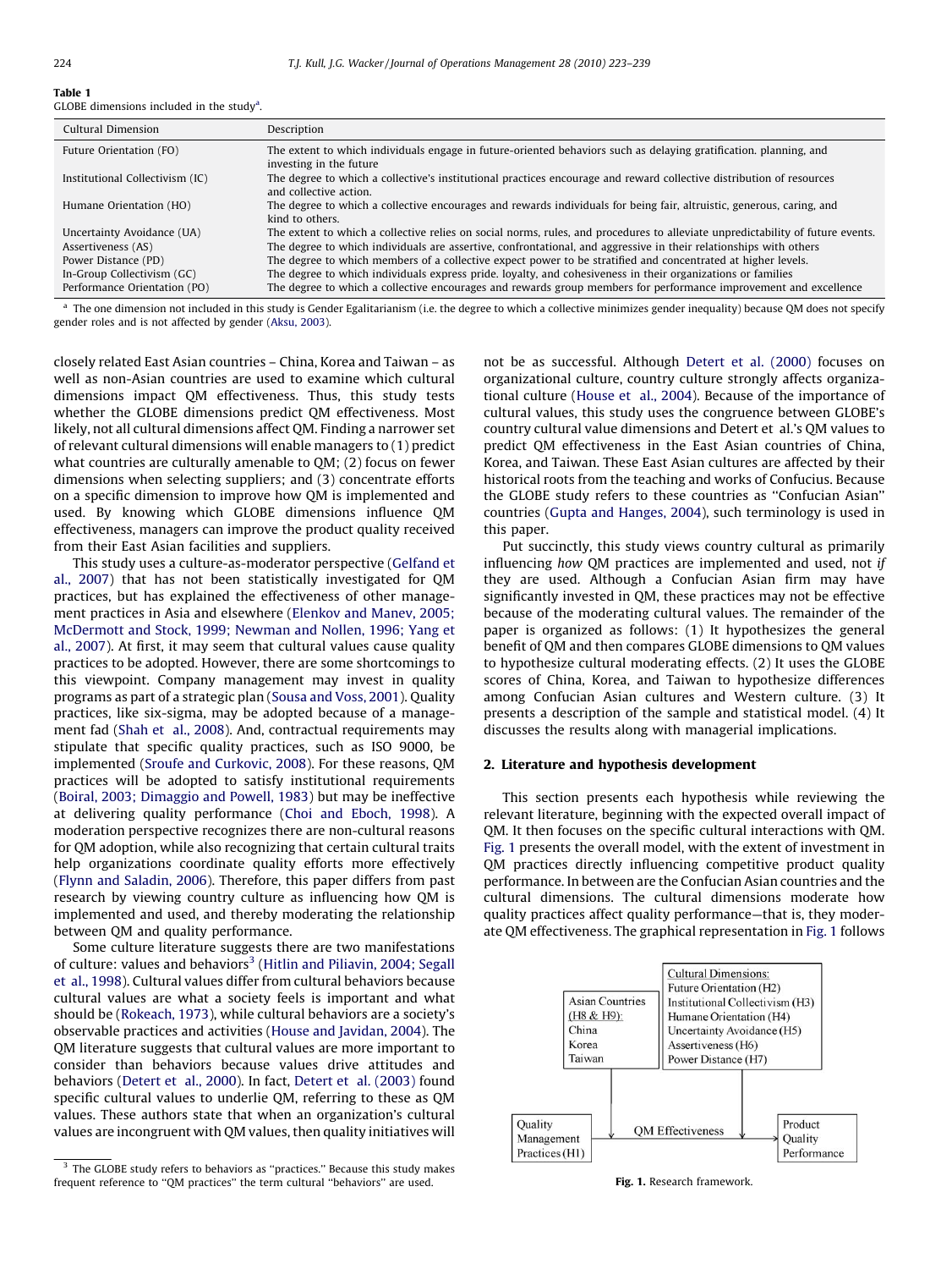**Table 1**
GLOBE dimensions included in the study[a].

| Cultural Dimension | Description |
|---|---|
| Future Orientation (FO) | The extent to which individuals engage in future-oriented behaviors such as delaying gratification. planning, and investing in the future |
| Institutional Collectivism (IC) | The degree to which a collective's institutional practices encourage and reward collective distribution of resources and collective action. |
| Humane Orientation (HO) | The degree to which a collective encourages and rewards individuals for being fair, altruistic, generous, caring, and kind to others. |
| Uncertainty Avoidance (UA) | The extent to which a collective relies on social norms, rules, and procedures to alleviate unpredictability of future events. |
| Assertiveness (AS) | The degree to which individuals are assertive, confrontational, and aggressive in their relationships with others |
| Power Distance (PD) | The degree to which members of a collective expect power to be stratified and concentrated at higher levels. |
| In-Group Collectivism (GC) | The degree to which individuals express pride. loyalty, and cohesiveness in their organizations or families |
| Performance Orientation (PO) | The degree to which a collective encourages and rewards group members for performance improvement and excellence |

[a] The one dimension not included in this study is Gender Egalitarianism (i.e. the degree to which a collective minimizes gender inequality) because QM does not specify gender roles and is not affected by gender (Aksu, 2003).

closely related East Asian countries – China, Korea and Taiwan – as well as non-Asian countries are used to examine which cultural dimensions impact QM effectiveness. Thus, this study tests whether the GLOBE dimensions predict QM effectiveness. Most likely, not all cultural dimensions affect QM. Finding a narrower set of relevant cultural dimensions will enable managers to (1) predict what countries are culturally amenable to QM; (2) focus on fewer dimensions when selecting suppliers; and (3) concentrate efforts on a specific dimension to improve how QM is implemented and used. By knowing which GLOBE dimensions influence QM effectiveness, managers can improve the product quality received from their East Asian facilities and suppliers.

This study uses a culture-as-moderator perspective (Gelfand et al., 2007) that has not been statistically investigated for QM practices, but has explained the effectiveness of other management practices in Asia and elsewhere (Elenkov and Manev, 2005; McDermott and Stock, 1999; Newman and Nollen, 1996; Yang et al., 2007). At first, it may seem that cultural values cause quality practices to be adopted. However, there are some shortcomings to this viewpoint. Company management may invest in quality programs as part of a strategic plan (Sousa and Voss, 2001). Quality practices, like six-sigma, may be adopted because of a management fad (Shah et al., 2008). And, contractual requirements may stipulate that specific quality practices, such as ISO 9000, be implemented (Sroufe and Curkovic, 2008). For these reasons, QM practices will be adopted to satisfy institutional requirements (Boiral, 2003; Dimaggio and Powell, 1983) but may be ineffective at delivering quality performance (Choi and Eboch, 1998). A moderation perspective recognizes there are non-cultural reasons for QM adoption, while also recognizing that certain cultural traits help organizations coordinate quality efforts more effectively (Flynn and Saladin, 2006). Therefore, this paper differs from past research by viewing country culture as influencing how QM is implemented and used, and thereby moderating the relationship between QM and quality performance.

Some culture literature suggests there are two manifestations of culture: values and behaviors[3] (Hitlin and Piliavin, 2004; Segall et al., 1998). Cultural values differ from cultural behaviors because cultural values are what a society feels is important and what should be (Rokeach, 1973), while cultural behaviors are a society's observable practices and activities (House and Javidan, 2004). The QM literature suggests that cultural values are more important to consider than behaviors because values drive attitudes and behaviors (Detert et al., 2000). In fact, Detert et al. (2003) found specific cultural values to underlie QM, referring to these as QM values. These authors state that when an organization's cultural values are incongruent with QM values, then quality initiatives will not be as successful. Although Detert et al. (2000) focuses on organizational culture, country culture strongly affects organizational culture (House et al., 2004). Because of the importance of cultural values, this study uses the congruence between GLOBE's country cultural value dimensions and Detert et al.'s QM values to predict QM effectiveness in the East Asian countries of China, Korea, and Taiwan. These East Asian cultures are affected by their historical roots from the teaching and works of Confucius. Because the GLOBE study refers to these countries as "Confucian Asian" countries (Gupta and Hanges, 2004), such terminology is used in this paper.

Put succinctly, this study views country cultural as primarily influencing *how* QM practices are implemented and used, not *if* they are used. Although a Confucian Asian firm may have significantly invested in QM, these practices may not be effective because of the moderating cultural values. The remainder of the paper is organized as follows: (1) It hypothesizes the general benefit of QM and then compares GLOBE dimensions to QM values to hypothesize cultural moderating effects. (2) It uses the GLOBE scores of China, Korea, and Taiwan to hypothesize differences among Confucian Asian cultures and Western culture. (3) It presents a description of the sample and statistical model. (4) It discusses the results along with managerial implications.

## 2. Literature and hypothesis development

This section presents each hypothesis while reviewing the relevant literature, beginning with the expected overall impact of QM. It then focuses on the specific cultural interactions with QM. Fig. 1 presents the overall model, with the extent of investment in QM practices directly influencing competitive product quality performance. In between are the Confucian Asian countries and the cultural dimensions. The cultural dimensions moderate how quality practices affect quality performance—that is, they moderate QM effectiveness. The graphical representation in Fig. 1 follows

Fig. 1. Research framework.

[3] The GLOBE study refers to behaviors as "practices." Because this study makes frequent reference to "QM practices" the term cultural "behaviors" are used.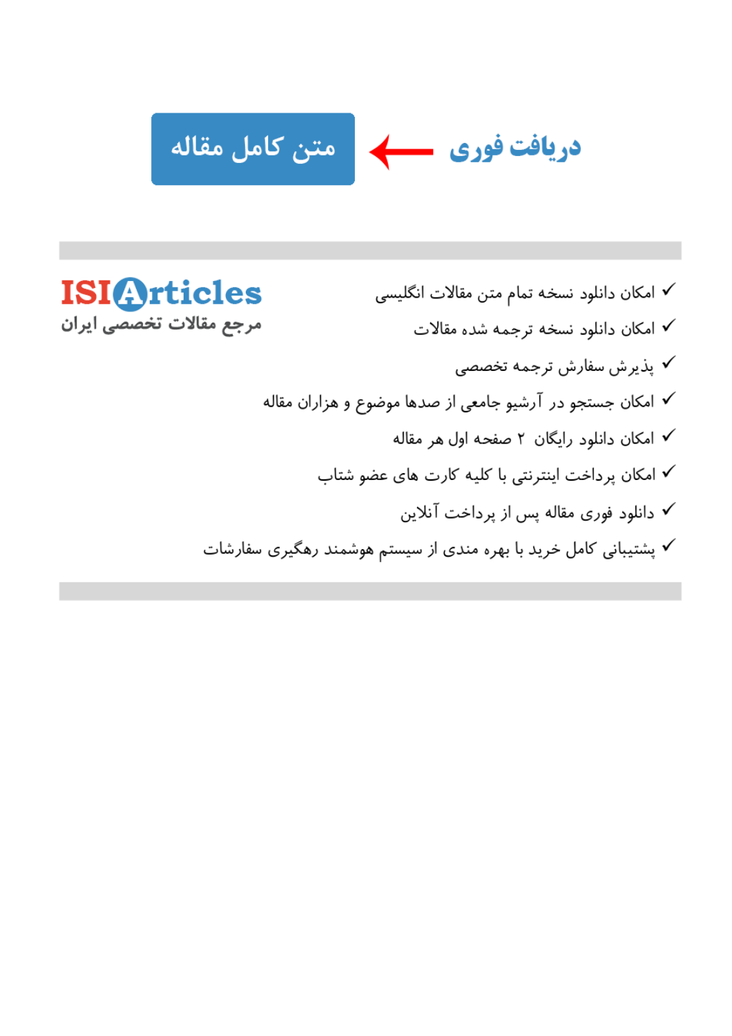دریافت فوری ← متن کامل مقاله

**ISIArticles**
مرجع مقالات تخصصی ایران

- ✓ امکان دانلود نسخه تمام متن مقالات انگلیسی
- ✓ امکان دانلود نسخه ترجمه شده مقالات
- ✓ پذیرش سفارش ترجمه تخصصی
- ✓ امکان جستجو در آرشیو جامعی از صدها موضوع و هزاران مقاله
- ✓ امکان دانلود رایگان ۲ صفحه اول هر مقاله
- ✓ امکان پرداخت اینترنتی با کلیه کارت های عضو شتاب
- ✓ دانلود فوری مقاله پس از پرداخت آنلاین
- ✓ پشتیبانی کامل خرید با بهره مندی از سیستم هوشمند رهگیری سفارشات